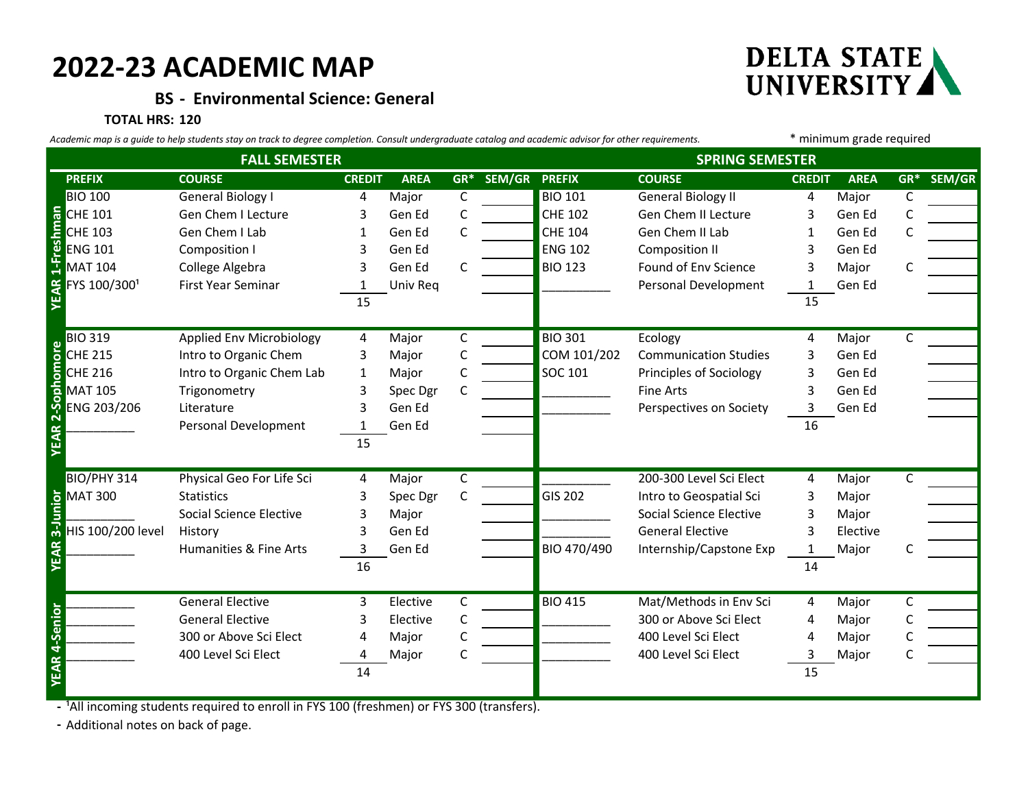# 2022-23 ACADEMIC MAP

**DELTA STATE UNIVERSITY**

## BS - Environmental Science: General

**TOTAL HRS: 120**

*Academic map is a guide to help students stay on track to degree completion. Consult undergraduate catalog and academic advisor for other requirements.*

\* minimum grade required

| | FALL SEMESTER | | | | | | SPRING SEMESTER | | | | | |
|---|---|---|---|---|---|---|---|---|---|---|---|---|
| | **PREFIX** | **COURSE** | **CREDIT** | **AREA** | **GR\*** | **SEM/GR** | **PREFIX** | **COURSE** | **CREDIT** | **AREA** | **GR\*** | **SEM/GR** |
| **YEAR 1-Freshman** | BIO 100 | General Biology I | 4 | Major | C | | BIO 101 | General Biology II | 4 | Major | C | |
| | CHE 101 | Gen Chem I Lecture | 3 | Gen Ed | C | | CHE 102 | Gen Chem II Lecture | 3 | Gen Ed | C | |
| | CHE 103 | Gen Chem I Lab | 1 | Gen Ed | C | | CHE 104 | Gen Chem II Lab | 1 | Gen Ed | C | |
| | ENG 101 | Composition I | 3 | Gen Ed | | | ENG 102 | Composition II | 3 | Gen Ed | | |
| | MAT 104 | College Algebra | 3 | Gen Ed | C | | BIO 123 | Found of Env Science | 3 | Major | C | |
| | FYS 100/300[1] | First Year Seminar | 1 | Univ Req | | | __________ | Personal Development | 1 | Gen Ed | | |
| | | | 15 | | | | | | 15 | | | |
| **YEAR 2-Sophomore** | BIO 319 | Applied Env Microbiology | 4 | Major | C | | BIO 301 | Ecology | 4 | Major | C | |
| | CHE 215 | Intro to Organic Chem | 3 | Major | C | | COM 101/202 | Communication Studies | 3 | Gen Ed | | |
| | CHE 216 | Intro to Organic Chem Lab | 1 | Major | C | | SOC 101 | Principles of Sociology | 3 | Gen Ed | | |
| | MAT 105 | Trigonometry | 3 | Spec Dgr | C | | __________ | Fine Arts | 3 | Gen Ed | | |
| | ENG 203/206 | Literature | 3 | Gen Ed | | | __________ | Perspectives on Society | 3 | Gen Ed | | |
| | __________ | Personal Development | 1 | Gen Ed | | | | | 16 | | | |
| | | | 15 | | | | | | | | | |
| **YEAR 3-Junior** | BIO/PHY 314 | Physical Geo For Life Sci | 4 | Major | C | | __________ | 200-300 Level Sci Elect | 4 | Major | C | |
| | MAT 300 | Statistics | 3 | Spec Dgr | C | | GIS 202 | Intro to Geospatial Sci | 3 | Major | | |
| | __________ | Social Science Elective | 3 | Major | | | __________ | Social Science Elective | 3 | Major | | |
| | HIS 100/200 level | History | 3 | Gen Ed | | | __________ | General Elective | 3 | Elective | | |
| | __________ | Humanities & Fine Arts | 3 | Gen Ed | | | BIO 470/490 | Internship/Capstone Exp | 1 | Major | C | |
| | | | 16 | | | | | | 14 | | | |
| **YEAR 4-Senior** | __________ | General Elective | 3 | Elective | C | | BIO 415 | Mat/Methods in Env Sci | 4 | Major | C | |
| | __________ | General Elective | 3 | Elective | C | | __________ | 300 or Above Sci Elect | 4 | Major | C | |
| | __________ | 300 or Above Sci Elect | 4 | Major | C | | __________ | 400 Level Sci Elect | 4 | Major | C | |
| | __________ | 400 Level Sci Elect | 4 | Major | C | | __________ | 400 Level Sci Elect | 3 | Major | C | |
| | | | 14 | | | | | | 15 | | | |

- [1]All incoming students required to enroll in FYS 100 (freshmen) or FYS 300 (transfers).
- Additional notes on back of page.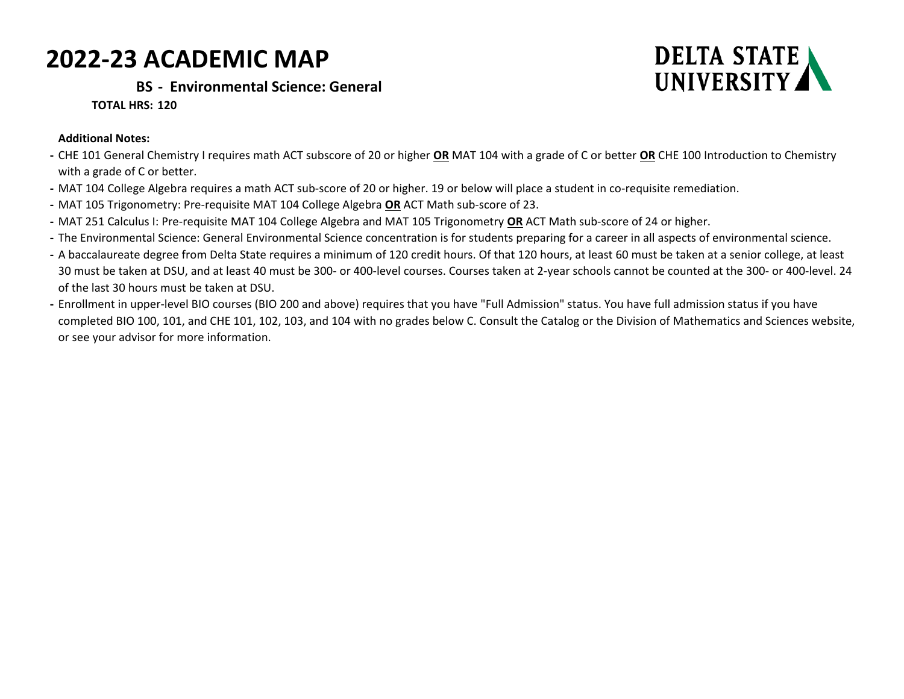# 2022-23 ACADEMIC MAP

**BS - Environmental Science: General**

**TOTAL HRS: 120**

**Additional Notes:**

- CHE 101 General Chemistry I requires math ACT subscore of 20 or higher **OR** MAT 104 with a grade of C or better **OR** CHE 100 Introduction to Chemistry with a grade of C or better.
- MAT 104 College Algebra requires a math ACT sub-score of 20 or higher. 19 or below will place a student in co-requisite remediation.
- MAT 105 Trigonometry: Pre-requisite MAT 104 College Algebra **OR** ACT Math sub-score of 23.
- MAT 251 Calculus I: Pre-requisite MAT 104 College Algebra and MAT 105 Trigonometry **OR** ACT Math sub-score of 24 or higher.
- The Environmental Science: General Environmental Science concentration is for students preparing for a career in all aspects of environmental science.
- A baccalaureate degree from Delta State requires a minimum of 120 credit hours. Of that 120 hours, at least 60 must be taken at a senior college, at least 30 must be taken at DSU, and at least 40 must be 300- or 400-level courses. Courses taken at 2-year schools cannot be counted at the 300- or 400-level. 24 of the last 30 hours must be taken at DSU.
- Enrollment in upper-level BIO courses (BIO 200 and above) requires that you have "Full Admission" status. You have full admission status if you have completed BIO 100, 101, and CHE 101, 102, 103, and 104 with no grades below C. Consult the Catalog or the Division of Mathematics and Sciences website, or see your advisor for more information.